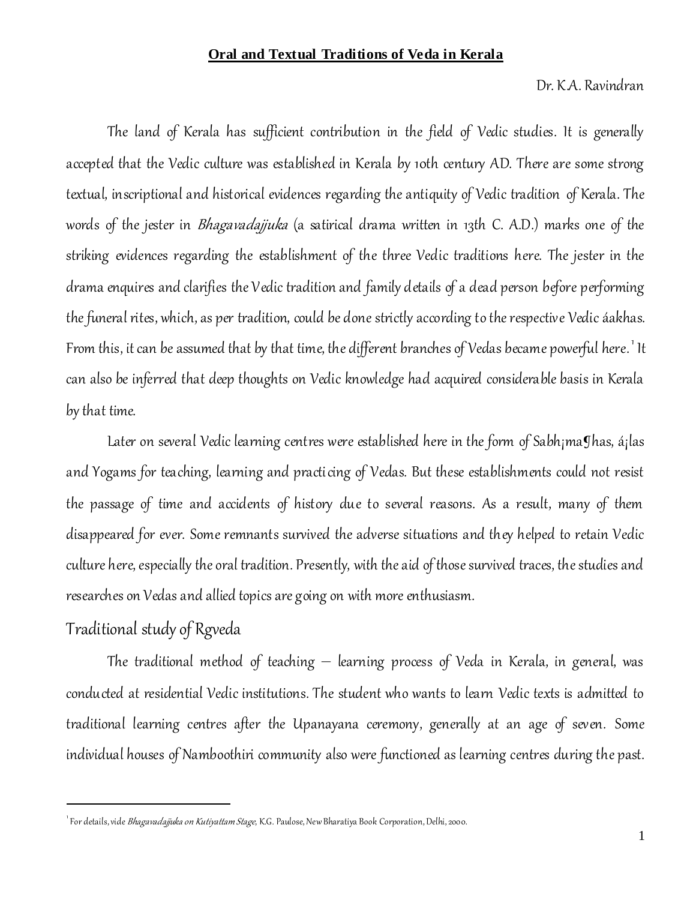**Oral and Textual Traditions of Veda in Kerala**

Dr. K.A. Ravindran

The land of Kerala has sufficient contribution in the field of Vedic studies. It is generally accepted that the Vedic culture was established in Kerala by 10th century AD. There are some strong textual, inscriptional and historical evidences regarding the antiquity of Vedic tradition of Kerala. The words of the jester in *Bhagavadajjuka* (a satirical drama written in 13th C. A.D.) marks one of the striking evidences regarding the establishment of the three Vedic traditions here. The jester in the drama enquires and clarifies the Vedic tradition and family details of a dead person before performing the funeral rites, which, as per tradition, could be done strictly according to the respective Vedic áakhas. From this, it can be assumed that by that time, the different branches of Vedas became powerful here.[1] It can also be inferred that deep thoughts on Vedic knowledge had acquired considerable basis in Kerala by that time.

Later on several Vedic learning centres were established here in the form of Sabh¡ma¶has, á¡las and Yogams for teaching, learning and practicing of Vedas. But these establishments could not resist the passage of time and accidents of history due to several reasons. As a result, many of them disappeared for ever. Some remnants survived the adverse situations and they helped to retain Vedic culture here, especially the oral tradition. Presently, with the aid of those survived traces, the studies and researches on Vedas and allied topics are going on with more enthusiasm.

## Traditional study of Rgveda

The traditional method of teaching – learning process of Veda in Kerala, in general, was conducted at residential Vedic institutions. The student who wants to learn Vedic texts is admitted to traditional learning centres after the Upanayana ceremony, generally at an age of seven. Some individual houses of Namboothiri community also were functioned as learning centres during the past.

---

[1] For details, vide *Bhagavadajjuka on Kutiyattam Stage*, K.G. Paulose, New Bharatiya Book Corporation, Delhi, 2000.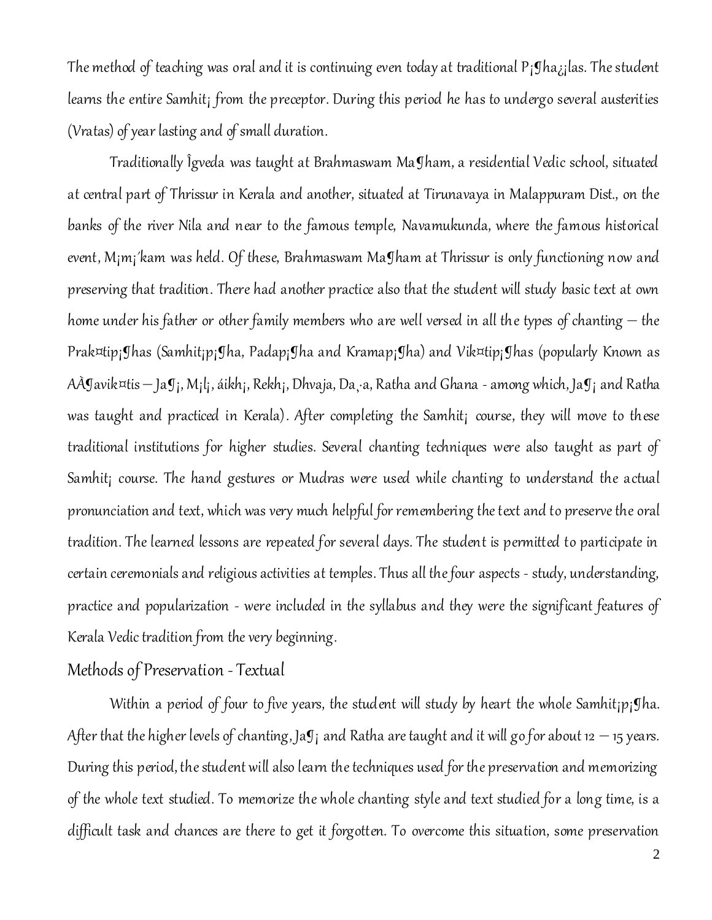The method of teaching was oral and it is continuing even today at traditional P¡¶ha¿¡las. The student learns the entire Samhit¡ from the preceptor. During this period he has to undergo several austerities (Vratas) of year lasting and of small duration.

Traditionally Îgveda was taught at Brahmaswam Ma¶ham, a residential Vedic school, situated at central part of Thrissur in Kerala and another, situated at Tirunavaya in Malappuram Dist., on the banks of the river Nila and near to the famous temple, Navamukunda, where the famous historical event, M¡m¡´kam was held. Of these, Brahmaswam Ma¶ham at Thrissur is only functioning now and preserving that tradition. There had another practice also that the student will study basic text at own home under his father or other family members who are well versed in all the types of chanting – the Prak¤tip¡¶has (Samhit¡p¡¶ha, Padap¡¶ha and Kramap¡¶ha) and Vik¤tip¡¶has (popularly Known as AÀ¶avik¤tis – Ja¶¡, M¡l¡, áikh¡, Rekh¡, Dhvaja, Da¸·a, Ratha and Ghana - among which, Ja¶¡ and Ratha was taught and practiced in Kerala). After completing the Samhit¡ course, they will move to these traditional institutions for higher studies. Several chanting techniques were also taught as part of Samhit¡ course. The hand gestures or Mudras were used while chanting to understand the actual pronunciation and text, which was very much helpful for remembering the text and to preserve the oral tradition. The learned lessons are repeated for several days. The student is permitted to participate in certain ceremonials and religious activities at temples. Thus all the four aspects - study, understanding, practice and popularization - were included in the syllabus and they were the significant features of Kerala Vedic tradition from the very beginning.

## Methods of Preservation - Textual

Within a period of four to five years, the student will study by heart the whole Samhit¡p¡¶ha. After that the higher levels of chanting, Ja¶¡ and Ratha are taught and it will go for about 12 – 15 years. During this period, the student will also learn the techniques used for the preservation and memorizing of the whole text studied. To memorize the whole chanting style and text studied for a long time, is a difficult task and chances are there to get it forgotten. To overcome this situation, some preservation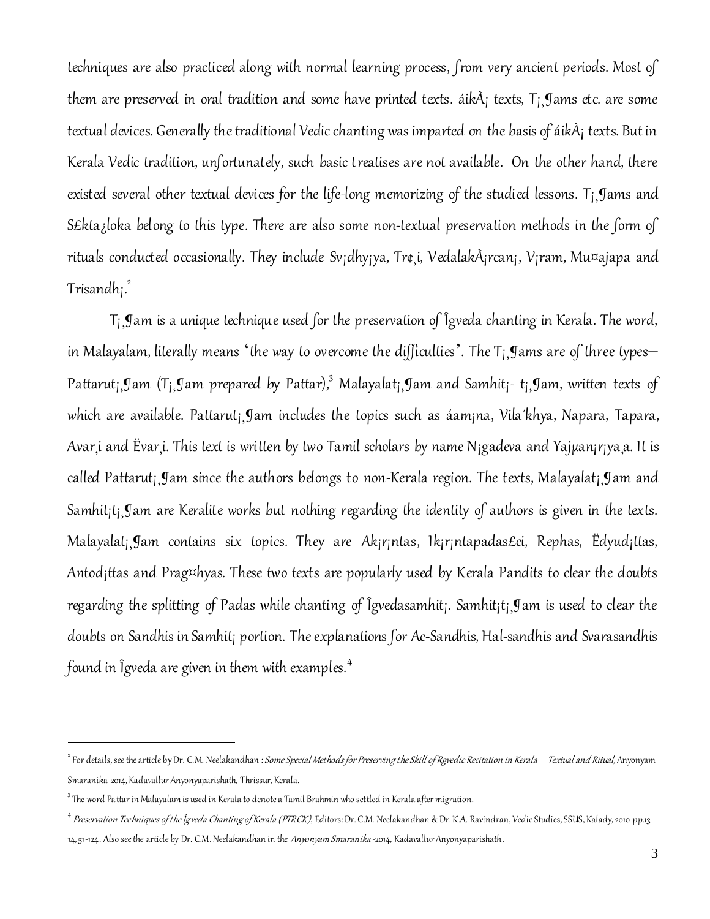techniques are also practiced along with normal learning process, from very ancient periods. Most of them are preserved in oral tradition and some have printed texts. áikÀ¡ texts, T¡¸¶ams etc. are some textual devices. Generally the traditional Vedic chanting was imparted on the basis of áikÀ¡ texts. But in Kerala Vedic tradition, unfortunately, such basic treatises are not available. On the other hand, there existed several other textual devices for the life-long memorizing of the studied lessons. T¡¸¶ams and S£kta¿loka belong to this type. There are also some non-textual preservation methods in the form of rituals conducted occasionally. They include Sv¡dhy¡ya, Tr¢¸i, VedalakÀ¡rcan¡, V¡ram, Mu¤ajapa and Trisandh¡.[2]

T¡¸¶am is a unique technique used for the preservation of Îgveda chanting in Kerala. The word, in Malayalam, literally means 'the way to overcome the difficulties'. The T¡¸¶ams are of three types—Pattarut¡¸¶am (T¡¸¶am prepared by Pattar),[3] Malayalat¡¸¶am and Samhit¡- t¡¸¶am, written texts of which are available. Pattarut¡¸¶am includes the topics such as áam¡na, Vila´khya, Napara, Tapara, Avar¸i and Ëvar¸i. This text is written by two Tamil scholars by name N¡gadeva and Yajµan¡r¡ya¸a. It is called Pattarut¡¸¶am since the authors belongs to non-Kerala region. The texts, Malayalat¡¸¶am and Samhit¡t¡¸¶am are Keralite works but nothing regarding the identity of authors is given in the texts. Malayalat¡¸¶am contains six topics. They are Ak¡r¡ntas, Ik¡r¡ntapadas£ci, Rephas, Ëdyud¡ttas, Antod¡ttas and Prag¤hyas. These two texts are popularly used by Kerala Pandits to clear the doubts regarding the splitting of Padas while chanting of Îgvedasamhit¡. Samhit¡t¡¸¶am is used to clear the doubts on Sandhis in Samhit¡ portion. The explanations for Ac-Sandhis, Hal-sandhis and Svarasandhis found in Îgveda are given in them with examples.[4]

---

[2] For details, see the article by Dr. C.M. Neelakandhan : *Some Special Methods for Preserving the Skill of Rgvedic Recitation in Kerala – Textual and Ritual,* Anyonyam Smaranika-2014, Kadavallur Anyonyaparishath, Thrissur, Kerala.

[3] The word Pattar in Malayalam is used in Kerala to denote a Tamil Brahmin who settled in Kerala after migration.

[4] *Preservation Techniques of the Îgveda Chanting of Kerala (PTRCK),* Editors: Dr. C.M. Neelakandhan & Dr. K.A. Ravindran, Vedic Studies, SSUS, Kalady, 2010 pp.13-14, 51-124. Also see the article by Dr. C.M. Neelakandhan in the *Anyonyam Smaranika* -2014, Kadavallur Anyonyaparishath.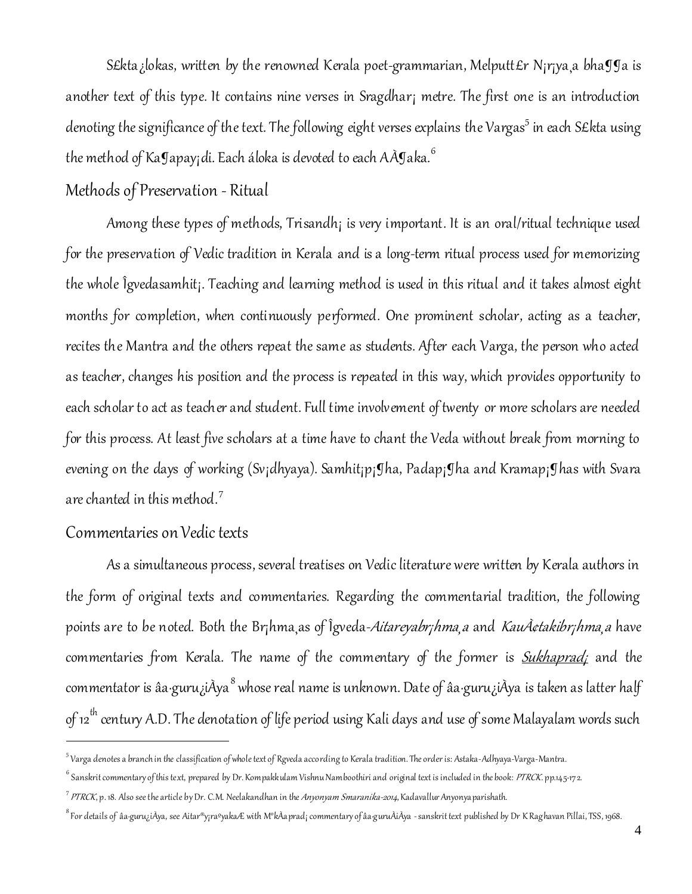S£kta¿lokas, written by the renowned Kerala poet-grammarian, Melputt£r N¡r¡ya¸a bha¶¶a is another text of this type. It contains nine verses in Sragdhar¡ metre. The first one is an introduction denoting the significance of the text. The following eight verses explains the Vargas[5] in each S£kta using the method of Ka¶apay¡di. Each áloka is devoted to each AÀ¶aka.[6]

## Methods of Preservation - Ritual

Among these types of methods, Trisandh¡ is very important. It is an oral/ritual technique used for the preservation of Vedic tradition in Kerala and is a long-term ritual process used for memorizing the whole Îgvedasamhit¡. Teaching and learning method is used in this ritual and it takes almost eight months for completion, when continuously performed. One prominent scholar, acting as a teacher, recites the Mantra and the others repeat the same as students. After each Varga, the person who acted as teacher, changes his position and the process is repeated in this way, which provides opportunity to each scholar to act as teacher and student. Full time involvement of twenty or more scholars are needed for this process. At least five scholars at a time have to chant the Veda without break from morning to evening on the days of working (Sv¡dhyaya). Samhit¡p¡¶ha, Padap¡¶ha and Kramap¡¶has with Svara are chanted in this method.[7]

## Commentaries on Vedic texts

As a simultaneous process, several treatises on Vedic literature were written by Kerala authors in the form of original texts and commentaries. Regarding the commentarial tradition, the following points are to be noted. Both the Br¡hma¸as of Îgveda-*Aitareyabr¡hma¸a* and *KauÀ¢takibr¡hma¸a* have commentaries from Kerala. The name of the commentary of the former is _Sukhaprad¡_ and the commentator is âa·guru¿iÀya[8] whose real name is unknown. Date of âa·guru¿iÀya is taken as latter half of 12th century A.D. The denotation of life period using Kali days and use of some Malayalam words such

---

[5] Varga denotes a branch in the classification of whole text of Rgveda according to Kerala tradition. The order is: Astaka-Adhyaya-Varga-Mantra.

[6] Sanskrit commentary of this text, prepared by Dr. Kompakkulam Vishnu Namboothiri and original text is included in the book: *PTRCK*. pp.145-172.

[7] *PTRCK*, p. 18. Also see the article by Dr. C.M. Neelakandhan in the *Anyonyam Smaranika-2014*, Kadavallur Anyonyaparishath.

[8] For details of âa·guru¿iÀya, see Aitar®y¡ra°yakaÆ with M°kÀaprad¡ commentary of âa·guruÀiÀya - sanskrit text published by Dr K Raghavan Pillai, TSS, 1968.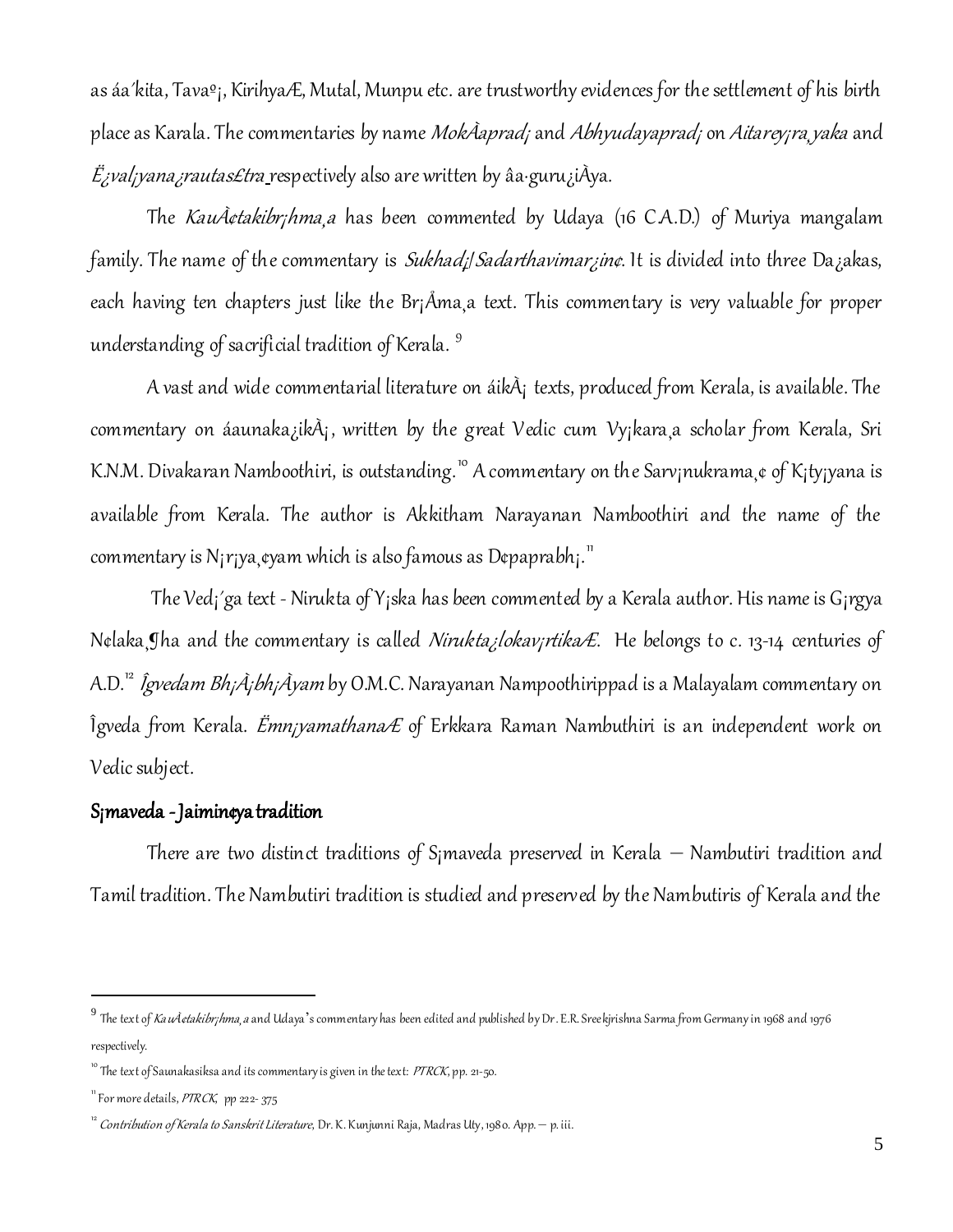as áa´kita, Tavaº¡, KirihyaÆ, Mutal, Munpu etc. are trustworthy evidences for the settlement of his birth place as Karala. The commentaries by name *MokÀaprad¡* and *Abhyudayaprad¡* on *Aitarey¡ra¸yaka* and *Ë¿val¡yana¿rautas£tra* respectively also are written by âa·guru¿iÀya.

The *KauÀ¢takibr¡hma¸a* has been commented by Udaya (16 C.A.D.) of Muriya mangalam family. The name of the commentary is *Sukhad¡/Sadarthavimar¿in¢*. It is divided into three Da¿akas, each having ten chapters just like the Br¡Åma¸a text. This commentary is very valuable for proper understanding of sacrificial tradition of Kerala. [9]

A vast and wide commentarial literature on áikÀ¡ texts, produced from Kerala, is available. The commentary on áaunaka¿ikÀ¡, written by the great Vedic cum Vy¡kara¸a scholar from Kerala, Sri K.N.M. Divakaran Namboothiri, is outstanding.[10] A commentary on the Sarv¡nukrama¸¢ of K¡ty¡yana is available from Kerala. The author is Akkitham Narayanan Namboothiri and the name of the commentary is N¡r¡ya¸¢yam which is also famous as D¢paprabh¡.[11]

The Ved¡´ga text - Nirukta of Y¡ska has been commented by a Kerala author. His name is G¡rgya N¢laka¸¶ha and the commentary is called *Nirukta¿lokav¡rtikaÆ*. He belongs to c. 13-14 centuries of A.D.[12] *Îgvedam Bh¡À¡bh¡Àyam* by O.M.C. Narayanan Nampoothirippad is a Malayalam commentary on Îgveda from Kerala. *Ëmn¡yamathanaÆ* of Erkkara Raman Nambuthiri is an independent work on Vedic subject.

## S¡maveda - Jaimin¢ya tradition

There are two distinct traditions of S¡maveda preserved in Kerala – Nambutiri tradition and Tamil tradition. The Nambutiri tradition is studied and preserved by the Nambutiris of Kerala and the

---

[9] The text of *KauÀetakibr¡hma¸a* and Udaya's commentary has been edited and published by Dr. E.R. Sreekjrishna Sarma from Germany in 1968 and 1976 respectively.

[10] The text of Saunakasiksa and its commentary is given in the text: *PTRCK*, pp. 21-50.

[11] For more details, *PTRCK*, pp 222- 375

[12] *Contribution of Kerala to Sanskrit Literature*, Dr. K. Kunjunni Raja, Madras Uty, 1980. App. – p. iii.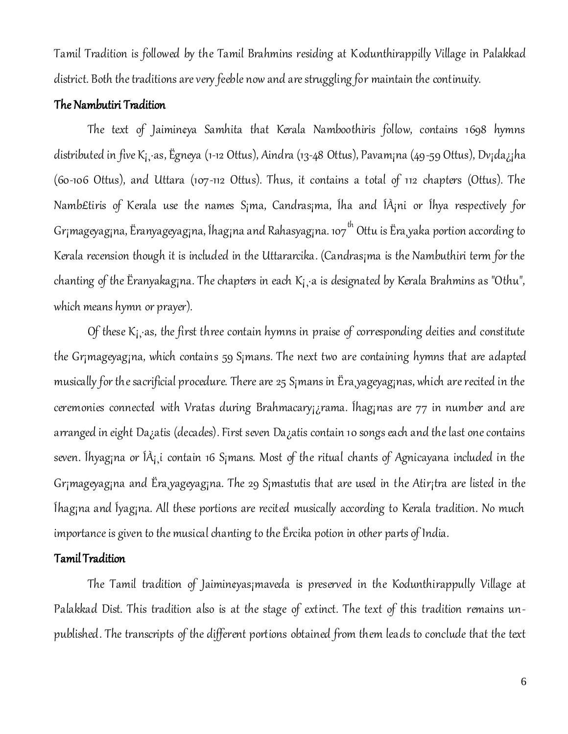Tamil Tradition is followed by the Tamil Brahmins residing at Kodunthirappilly Village in Palakkad district. Both the traditions are very feeble now and are struggling for maintain the continuity.

### The Nambutiri Tradition

The text of Jaimin¢ya Samhita that Kerala Namboothiris follow, contains 1698 hymns distributed in five K¡¸·as, Ëgneya (1-12 Ottus), Aindra (13-48 Ottus), Pavam¡na (49-59 Ottus), Dv¡da¿¡ha (60-106 Ottus), and Uttara (107-112 Ottus). Thus, it contains a total of 112 chapters (Ottus). The Namb£tiris of Kerala use the names S¡ma, Candras¡ma, Íha and ÍÂ¡ni or Íhya respectively for Gr¡mageyag¡na, Ëranyageyag¡na, Íhag¡na and Rahasyag¡na. 107th Ottu is Ëra¸yaka portion according to Kerala recension though it is included in the Uttararcika. (Candras¡ma is the Nambuthiri term for the chanting of the Ëranyakag¡na. The chapters in each K¡¸·a is designated by Kerala Brahmins as "Othu", which means hymn or prayer).

Of these K¡¸·as, the first three contain hymns in praise of corresponding deities and constitute the Gr¡mageyag¡na, which contains 59 S¡mans. The next two are containing hymns that are adapted musically for the sacrificial procedure. There are 25 S¡mans in Ëra¸yageyag¡nas, which are recited in the ceremonies connected with Vratas during Brahmacary¡¿rama. Íhag¡nas are 77 in number and are arranged in eight Da¿atis (decades). First seven Da¿atis contain 10 songs each and the last one contains seven. Íhyag¡na or ÍÂ¡¸i contain 16 S¡mans. Most of the ritual chants of Agnicayana included in the Gr¡mageyag¡na and Ëra¸yageyag¡na. The 29 S¡mastutis that are used in the Atir¡tra are listed in the Íhag¡na and Íyag¡na. All these portions are recited musically according to Kerala tradition. No much importance is given to the musical chanting to the Ërcika potion in other parts of India.

### Tamil Tradition

The Tamil tradition of Jaimin¢yas¡maveda is preserved in the Kodunthirappully Village at Palakkad Dist. This tradition also is at the stage of extinct. The text of this tradition remains un-published. The transcripts of the different portions obtained from them leads to conclude that the text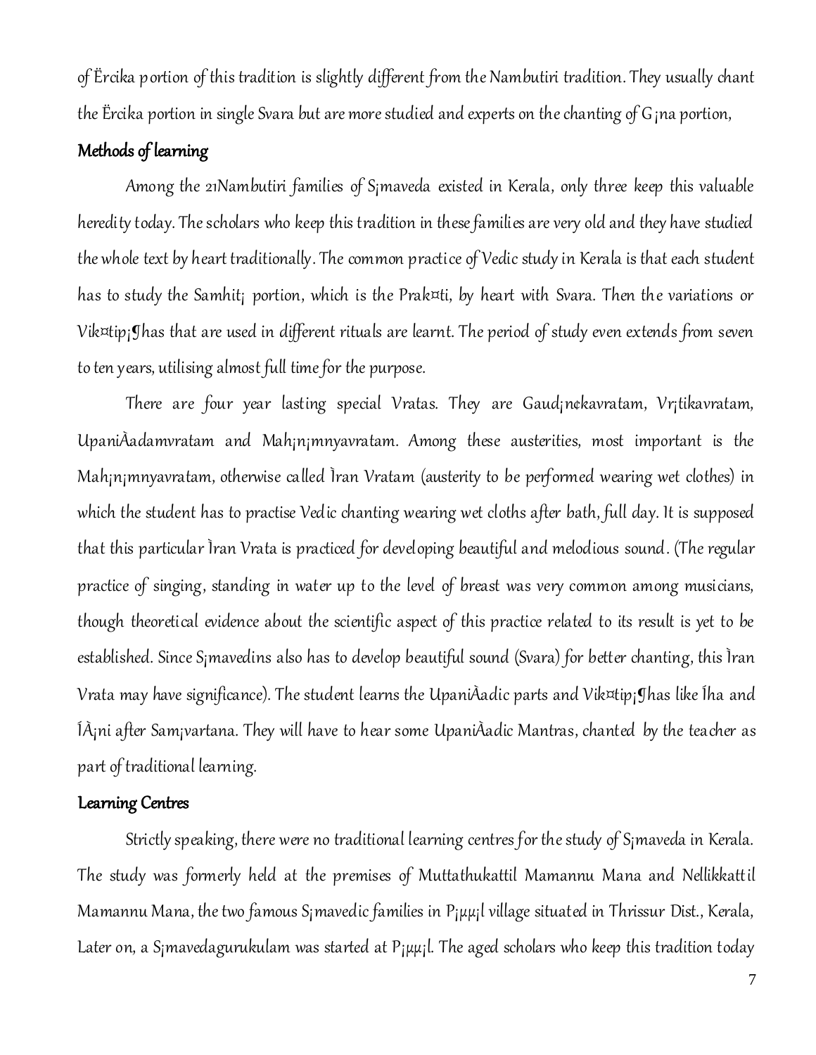of Ërcika portion of this tradition is slightly different from the Nambutiri tradition. They usually chant the Ërcika portion in single Svara but are more studied and experts on the chanting of G¡na portion,

### Methods of learning

Among the 21Nambutiri families of S¡maveda existed in Kerala, only three keep this valuable heredity today. The scholars who keep this tradition in these families are very old and they have studied the whole text by heart traditionally. The common practice of Vedic study in Kerala is that each student has to study the Samhit¡ portion, which is the Prak¤ti, by heart with Svara. Then the variations or Vik¤tip¡¶has that are used in different rituals are learnt. The period of study even extends from seven to ten years, utilising almost full time for the purpose.

There are four year lasting special Vratas. They are Gaud¡n¢kavratam, Vr¡tikavratam, UpaniÀadamvratam and Mah¡n¡mnyavratam. Among these austerities, most important is the Mah¡n¡mnyavratam, otherwise called Ìran Vratam (austerity to be performed wearing wet clothes) in which the student has to practise Vedic chanting wearing wet cloths after bath, full day. It is supposed that this particular Ìran Vrata is practiced for developing beautiful and melodious sound. (The regular practice of singing, standing in water up to the level of breast was very common among musicians, though theoretical evidence about the scientific aspect of this practice related to its result is yet to be established. Since S¡mavedins also has to develop beautiful sound (Svara) for better chanting, this Ìran Vrata may have significance). The student learns the UpaniÀadic parts and Vik¤tip¡¶has like Îha and ÎÀ¡ni after Sam¡vartana. They will have to hear some UpaniÀadic Mantras, chanted by the teacher as part of traditional learning.

### Learning Centres

Strictly speaking, there were no traditional learning centres for the study of S¡maveda in Kerala. The study was formerly held at the premises of Muttathukattil Mamannu Mana and Nellikkattil Mamannu Mana, the two famous S¡mavedic families in P¡µµ¡l village situated in Thrissur Dist., Kerala, Later on, a S¡mavedagurukulam was started at P¡µµ¡l. The aged scholars who keep this tradition today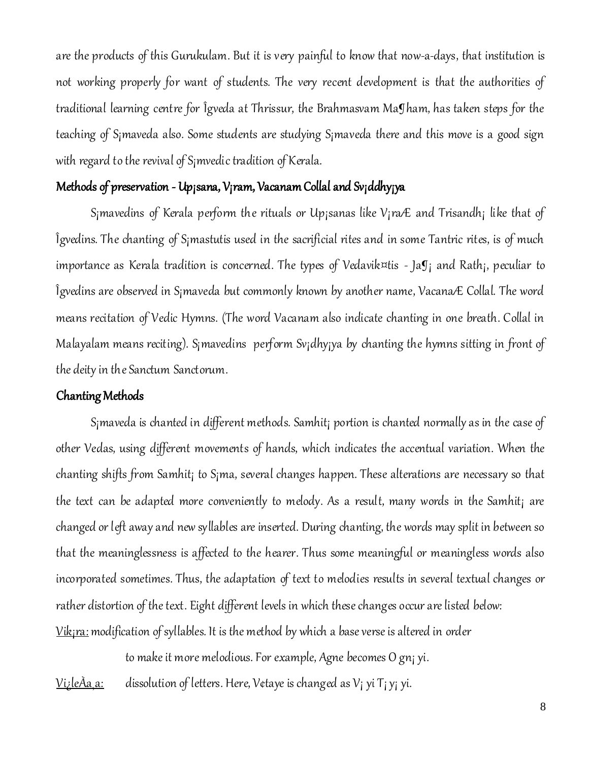are the products of this Gurukulam. But it is very painful to know that now-a-days, that institution is not working properly for want of students. The very recent development is that the authorities of traditional learning centre for Îgveda at Thrissur, the Brahmasvam Ma¶ham, has taken steps for the teaching of S¡maveda also. Some students are studying S¡maveda there and this move is a good sign with regard to the revival of S¡mvedic tradition of Kerala.

### Methods of preservation - Up¡sana, V¡ram, Vacanam Collal and Sv¡ddhy¡ya

S¡mavedins of Kerala perform the rituals or Up¡sanas like V¡raÆ and Trisandh¡ like that of Îgvedins. The chanting of S¡mastutis used in the sacrificial rites and in some Tantric rites, is of much importance as Kerala tradition is concerned. The types of Vedavik¤tis - Ja¶¡ and Rath¡, peculiar to Îgvedins are observed in S¡maveda but commonly known by another name, VacanaÆ Collal. The word means recitation of Vedic Hymns. (The word Vacanam also indicate chanting in one breath. Collal in Malayalam means reciting). S¡mavedins perform Sv¡dhy¡ya by chanting the hymns sitting in front of the deity in the Sanctum Sanctorum.

### Chanting Methods

S¡maveda is chanted in different methods. Samhit¡ portion is chanted normally as in the case of other Vedas, using different movements of hands, which indicates the accentual variation. When the chanting shifts from Samhit¡ to S¡ma, several changes happen. These alterations are necessary so that the text can be adapted more conveniently to melody. As a result, many words in the Samhit¡ are changed or left away and new syllables are inserted. During chanting, the words may split in between so that the meaninglessness is affected to the hearer. Thus some meaningful or meaningless words also incorporated sometimes. Thus, the adaptation of text to melodies results in several textual changes or rather distortion of the text. Eight different levels in which these changes occur are listed below:

Vik¡ra: modification of syllables. It is the method by which a base verse is altered in order to make it more melodious. For example, Agne becomes O gn¡ yi.

Vi¿leÀa¸a: dissolution of letters. Here, V¢taye is changed as V¡ yi T¡ y¡ yi.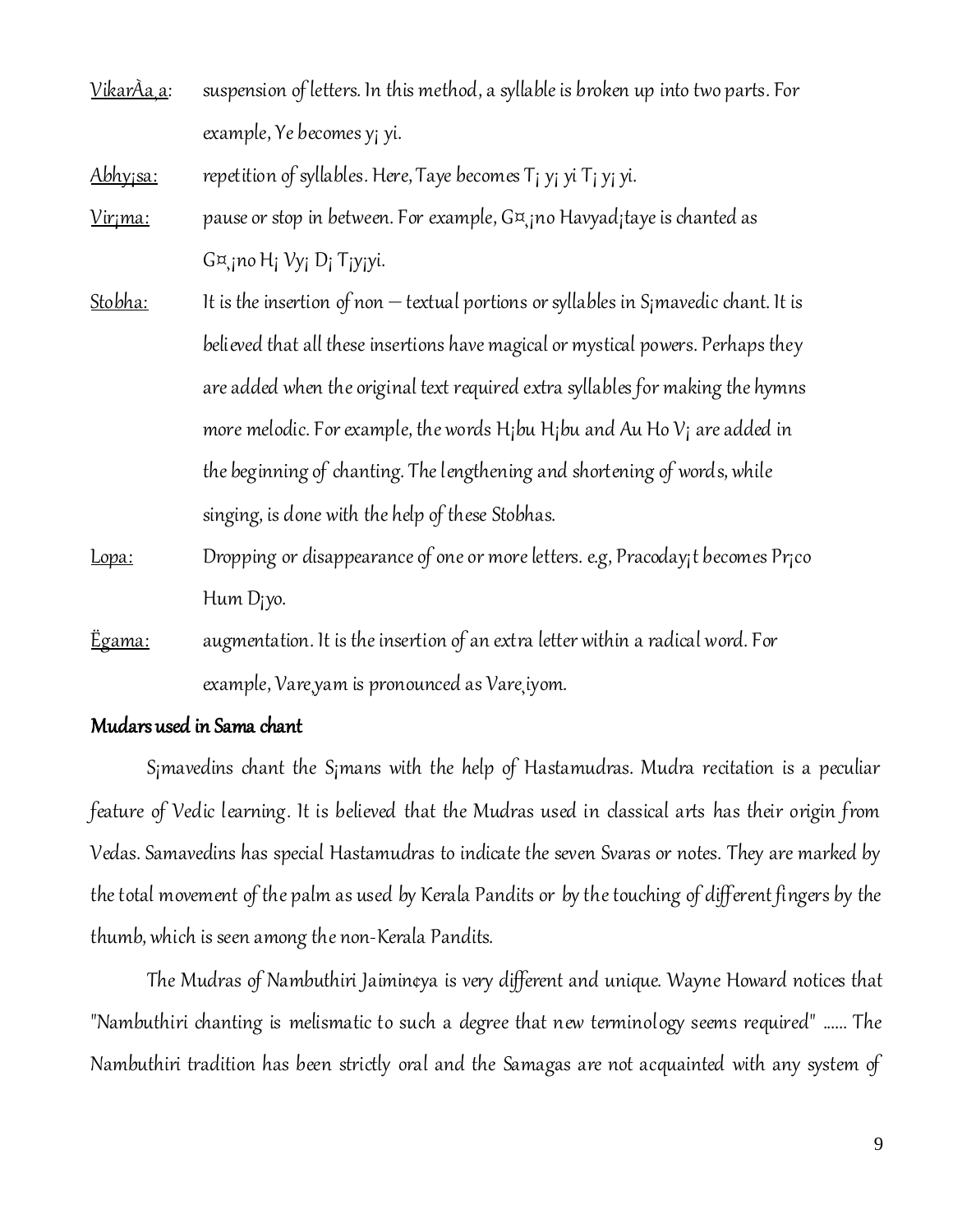<u>VikarÀa¸a</u>: suspension of letters. In this method, a syllable is broken up into two parts. For example, Ye becomes y¡ yi.

<u>Abhy¡sa:</u> repetition of syllables. Here, Taye becomes T¡ y¡ yi T¡ y¡ yi.

<u>Vir¡ma:</u> pause or stop in between. For example, G¤¸¡no Havyad¡taye is chanted as G¤¸¡no H¡ Vy¡ D¡ T¡y¡yi.

<u>Stobha:</u> It is the insertion of non – textual portions or syllables in S¡mavedic chant. It is believed that all these insertions have magical or mystical powers. Perhaps they are added when the original text required extra syllables for making the hymns more melodic. For example, the words H¡bu H¡bu and Au Ho V¡ are added in the beginning of chanting. The lengthening and shortening of words, while singing, is done with the help of these Stobhas.

<u>Lopa:</u> Dropping or disappearance of one or more letters. e.g, Pracoday¡t becomes Pr¡co Hum D¡yo.

<u>Ëgama:</u> augmentation. It is the insertion of an extra letter within a radical word. For example, Vare¸yam is pronounced as Vare¸iyom.

**Mudars used in Sama chant**

S¡mavedins chant the S¡mans with the help of Hastamudras. Mudra recitation is a peculiar feature of Vedic learning. It is believed that the Mudras used in classical arts has their origin from Vedas. Samavedins has special Hastamudras to indicate the seven Svaras or notes. They are marked by the total movement of the palm as used by Kerala Pandits or by the touching of different fingers by the thumb, which is seen among the non-Kerala Pandits.

The Mudras of Nambuthiri Jaimin¢ya is very different and unique. Wayne Howard notices that "Nambuthiri chanting is melismatic to such a degree that new terminology seems required" ...... The Nambuthiri tradition has been strictly oral and the Samagas are not acquainted with any system of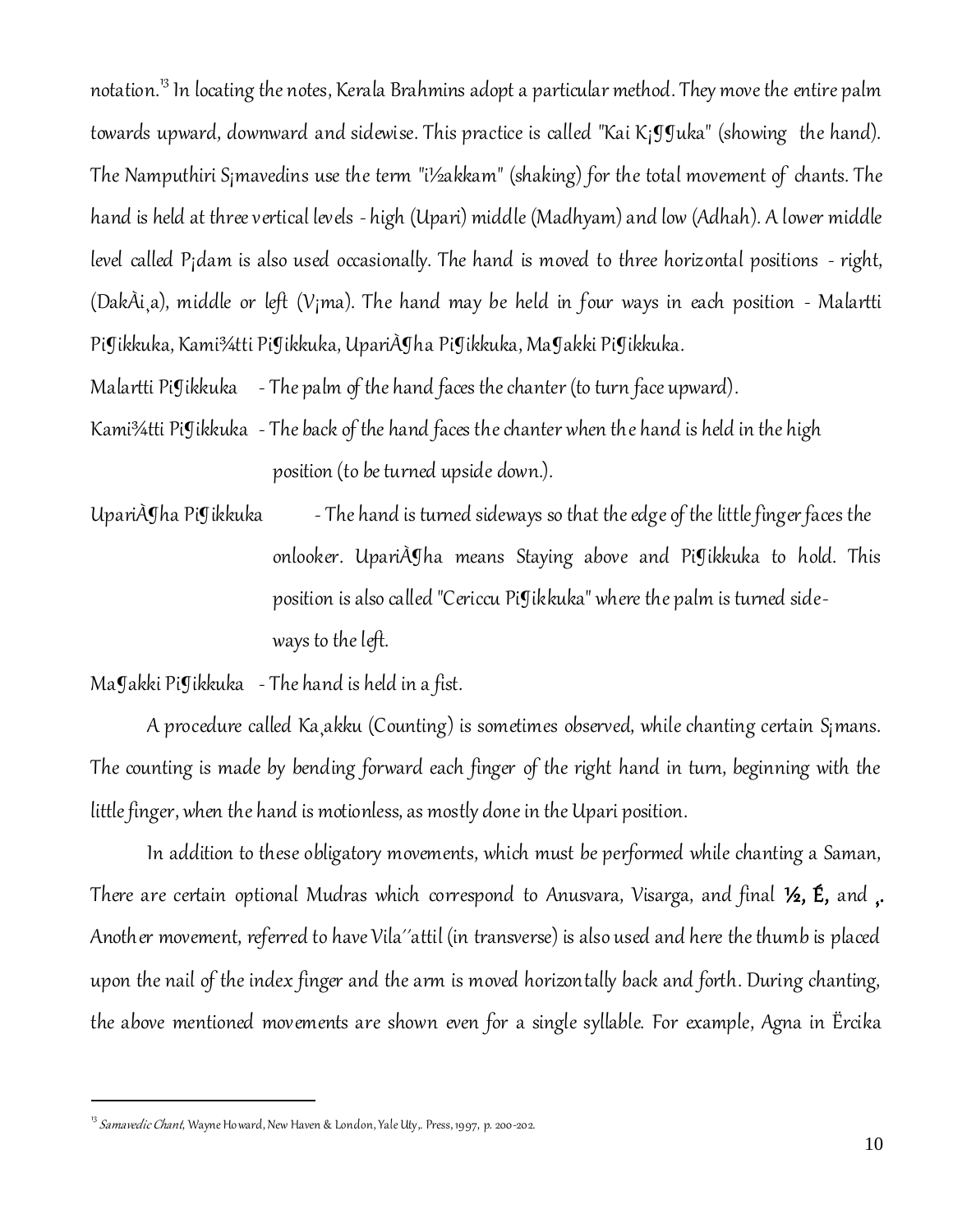notation.[13] In locating the notes, Kerala Brahmins adopt a particular method. They move the entire palm towards upward, downward and sidewise. This practice is called "Kai K¡¶¶uka" (showing the hand). The Namputhiri S¡mavedins use the term "i½akkam" (shaking) for the total movement of chants. The hand is held at three vertical levels - high (Upari) middle (Madhyam) and low (Adhah). A lower middle level called P¡dam is also used occasionally. The hand is moved to three horizontal positions - right, (DakÀi¸a), middle or left (V¡ma). The hand may be held in four ways in each position - Malartti Pi¶ikkuka, Kami¾tti Pi¶ikkuka, UpariÀ¶ha Pi¶ikkuka, Ma¶akki Pi¶ikkuka.

Malartti Pi¶ikkuka - The palm of the hand faces the chanter (to turn face upward).

Kami¾tti Pi¶ikkuka - The back of the hand faces the chanter when the hand is held in the high position (to be turned upside down.).

UpariÀ¶ha Pi¶ikkuka - The hand is turned sideways so that the edge of the little finger faces the onlooker. UpariÀ¶ha means Staying above and Pi¶ikkuka to hold. This position is also called "Cericcu Pi¶ikkuka" where the palm is turned sideways to the left.

Ma¶akki Pi¶ikkuka - The hand is held in a fist.

A procedure called Ka¸akku (Counting) is sometimes observed, while chanting certain S¡mans. The counting is made by bending forward each finger of the right hand in turn, beginning with the little finger, when the hand is motionless, as mostly done in the Upari position.

In addition to these obligatory movements, which must be performed while chanting a Saman, There are certain optional Mudras which correspond to Anusvara, Visarga, and final **½, É,** and **,.** Another movement, referred to have Vila´´attil (in transverse) is also used and here the thumb is placed upon the nail of the index finger and the arm is moved horizontally back and forth. During chanting, the above mentioned movements are shown even for a single syllable. For example, Agna in Ërcika

---

[13] *Samavedic Chant*, Wayne Howard, New Haven & London, Yale Uty,. Press, 1997, p. 200-202.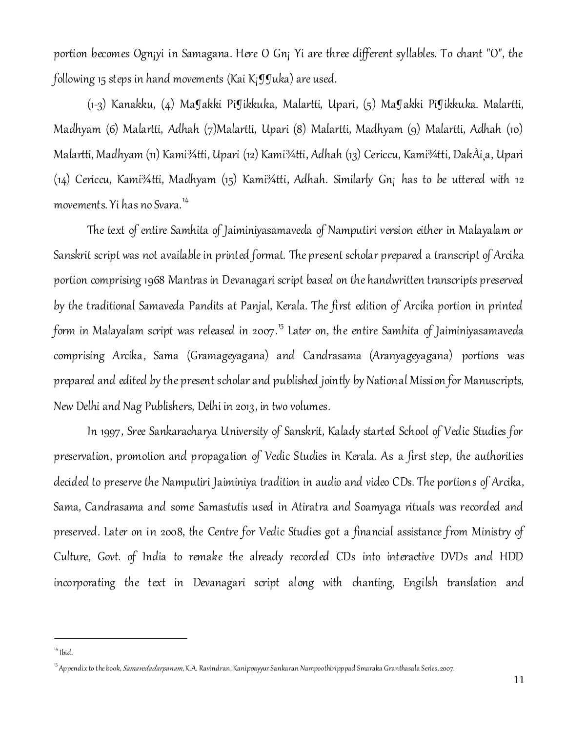portion becomes Ogn¡yi in Samagana. Here O Gn¡ Yi are three different syllables. To chant "O", the following 15 steps in hand movements (Kai K¡¶¶uka) are used.

(1-3) Kanakku, (4) Ma¶akki Pi¶ikkuka, Malartti, Upari, (5) Ma¶akki Pi¶ikkuka. Malartti, Madhyam (6) Malartti, Adhah (7)Malartti, Upari (8) Malartti, Madhyam (9) Malartti, Adhah (10) Malartti, Madhyam (11) Kami¾tti, Upari (12) Kami¾tti, Adhah (13) Cericcu, Kami¾tti, DakÀi¸a, Upari (14) Cericcu, Kami¾tti, Madhyam (15) Kami¾tti, Adhah. Similarly Gn¡ has to be uttered with 12 movements. Yi has no Svara.[14]

The text of entire Samhita of Jaiminiyasamaveda of Namputiri version either in Malayalam or Sanskrit script was not available in printed format. The present scholar prepared a transcript of Arcika portion comprising 1968 Mantras in Devanagari script based on the handwritten transcripts preserved by the traditional Samaveda Pandits at Panjal, Kerala. The first edition of Arcika portion in printed form in Malayalam script was released in 2007.[15] Later on, the entire Samhita of Jaiminiyasamaveda comprising Arcika, Sama (Gramageyagana) and Candrasama (Aranyageyagana) portions was prepared and edited by the present scholar and published jointly by National Mission for Manuscripts, New Delhi and Nag Publishers, Delhi in 2013, in two volumes.

In 1997, Sree Sankaracharya University of Sanskrit, Kalady started School of Vedic Studies for preservation, promotion and propagation of Vedic Studies in Kerala. As a first step, the authorities decided to preserve the Namputiri Jaiminiya tradition in audio and video CDs. The portions of Arcika, Sama, Candrasama and some Samastutis used in Atiratra and Soamyaga rituals was recorded and preserved. Later on in 2008, the Centre for Vedic Studies got a financial assistance from Ministry of Culture, Govt. of India to remake the already recorded CDs into interactive DVDs and HDD incorporating the text in Devanagari script along with chanting, Engilsh translation and

---

[14] Ibid.

[15] Appendix to the book, *Samavedadarpanam*, K.A. Ravindran, Kanippayyur Sankaran Nampoothiripppad Smaraka Granthasala Series, 2007.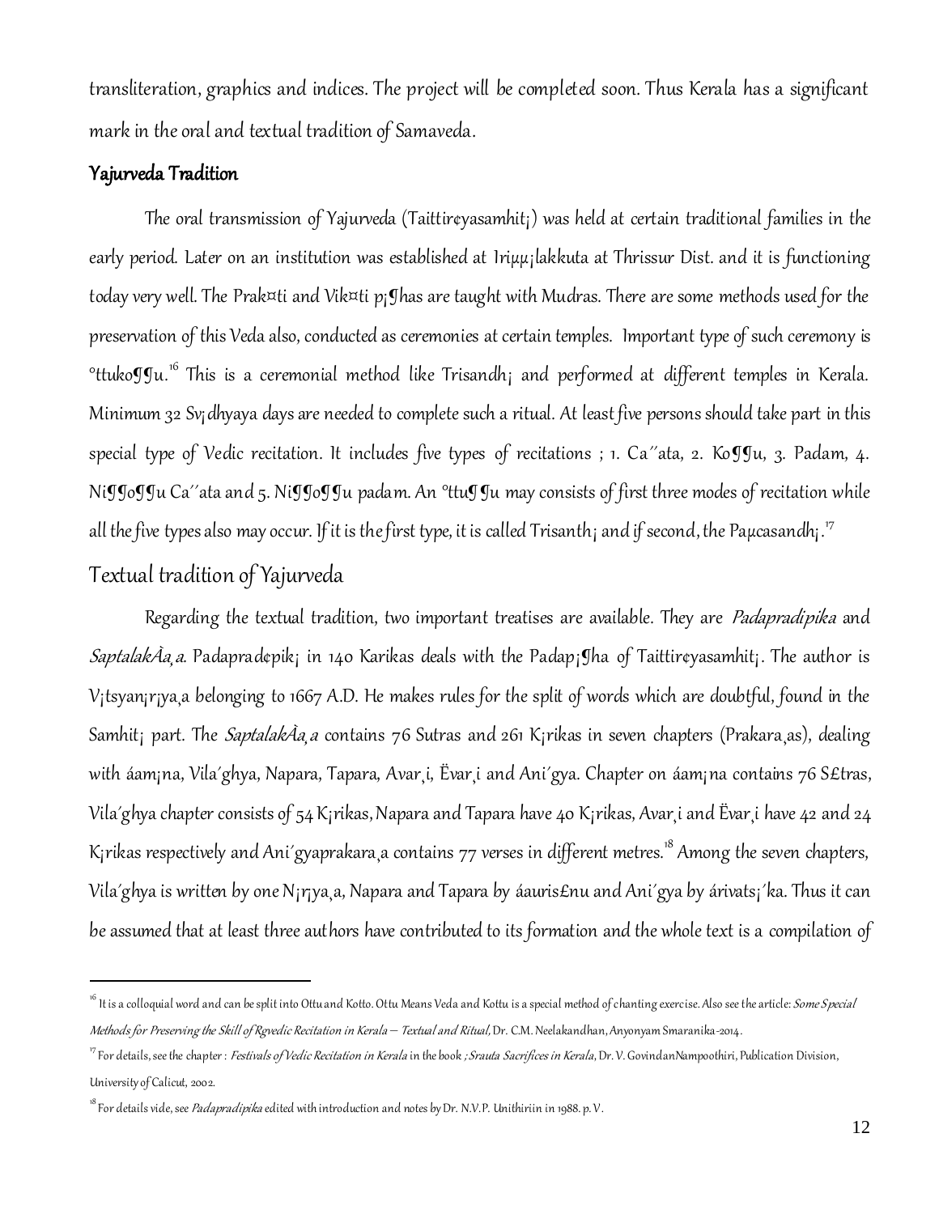transliteration, graphics and indices. The project will be completed soon. Thus Kerala has a significant mark in the oral and textual tradition of Samaveda.

### Yajurveda Tradition

The oral transmission of Yajurveda (Taittir¢yasamhit¡) was held at certain traditional families in the early period. Later on an institution was established at Iriµµ¡lakkuta at Thrissur Dist. and it is functioning today very well. The Prak¤ti and Vik¤ti p¡¶has are taught with Mudras. There are some methods used for the preservation of this Veda also, conducted as ceremonies at certain temples. Important type of such ceremony is °ttuko¶¶u.[16] This is a ceremonial method like Trisandh¡ and performed at different temples in Kerala. Minimum 32 Sv¡dhyaya days are needed to complete such a ritual. At least five persons should take part in this special type of Vedic recitation. It includes five types of recitations ; 1. Ca´´ata, 2. Ko¶¶u, 3. Padam, 4. Ni¶¶o¶¶u Ca´´ata and 5. Ni¶¶o¶¶u padam. An °ttu¶¶u may consists of first three modes of recitation while all the five types also may occur. If it is the first type, it is called Trisanth¡ and if second, the Paµcasandh¡.[17]

### Textual tradition of Yajurveda

Regarding the textual tradition, two important treatises are available. They are *Padapradipika* and *SaptalakÀa¸a*. Padaprad¢pik¡ in 140 Karikas deals with the Padap¡¶ha of Taittir¢yasamhit¡. The author is V¡tsyan¡r¡ya¸a belonging to 1667 A.D. He makes rules for the split of words which are doubtful, found in the Samhit¡ part. The *SaptalakÀa¸a* contains 76 Sutras and 261 K¡rikas in seven chapters (Prakara¸as), dealing with áam¡na, Vila´ghya, Napara, Tapara, Avar¸i, Ëvar¸i and Ani´gya. Chapter on áam¡na contains 76 S£tras, Vila´ghya chapter consists of 54 K¡rikas, Napara and Tapara have 40 K¡rikas, Avar¸i and Ëvar¸i have 42 and 24 K¡rikas respectively and Ani´gyaprakara¸a contains 77 verses in different metres.[18] Among the seven chapters, Vila´ghya is written by one N¡r¡ya¸a, Napara and Tapara by áauris£nu and Ani´gya by árivats¡´ka. Thus it can be assumed that at least three authors have contributed to its formation and the whole text is a compilation of

---

[16] It is a colloquial word and can be split into Ottu and Kotto. Ottu Means Veda and Kottu is a special method of chanting exercise. Also see the article: *Some Special Methods for Preserving the Skill of Rgvedic Recitation in Kerala – Textual and Ritual*, Dr. C.M. Neelakandhan, Anyonyam Smaranika-2014.

[17] For details, see the chapter : *Festivals of Vedic Recitation in Kerala* in the book *; Srauta Sacrifices in Kerala*, Dr. V. GovindanNampoothiri, Publication Division, University of Calicut, 2002.

[18] For details vide, see *Padapradipika* edited with introduction and notes by Dr. N.V.P. Unithiriin in 1988. p. V.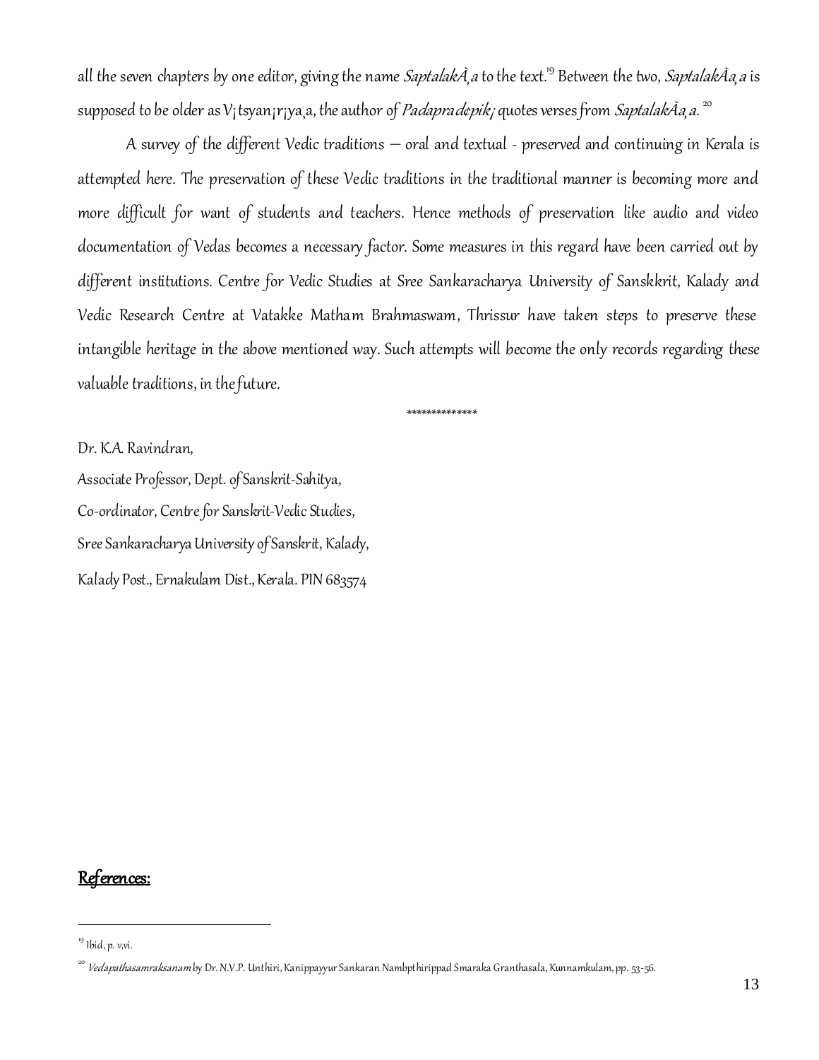all the seven chapters by one editor, giving the name *SaptalakÃ¸a* to the text.[19] Between the two, *SaptalakÀa¸a* is supposed to be older as V¡tsyan¡r¡ya¸a, the author of *Padapradepik¡* quotes verses from *SaptalakÀa¸a*.[20]

A survey of the different Vedic traditions – oral and textual - preserved and continuing in Kerala is attempted here. The preservation of these Vedic traditions in the traditional manner is becoming more and more difficult for want of students and teachers. Hence methods of preservation like audio and video documentation of Vedas becomes a necessary factor. Some measures in this regard have been carried out by different institutions. Centre for Vedic Studies at Sree Sankaracharya University of Sanskkrit, Kalady and Vedic Research Centre at Vatakke Matham Brahmaswam, Thrissur have taken steps to preserve these intangible heritage in the above mentioned way. Such attempts will become the only records regarding these valuable traditions, in the future.

\*\*\*\*\*\*\*\*\*\*\*\*\*\*

Dr. K.A. Ravindran,

Associate Professor, Dept. of Sanskrit-Sahitya,

Co-ordinator, Centre for Sanskrit-Vedic Studies,

Sree Sankaracharya University of Sanskrit, Kalady,

Kalady Post., Ernakulam Dist., Kerala. PIN 683574

## References:

[19] Ibid, p. v,vi.

[20] *Vedapathasamraksanam* by Dr. N.V.P. Unthiri, Kanippayyur Sankaran Nambpthirippad Smaraka Granthasala, Kunnamkulam, pp. 53-56.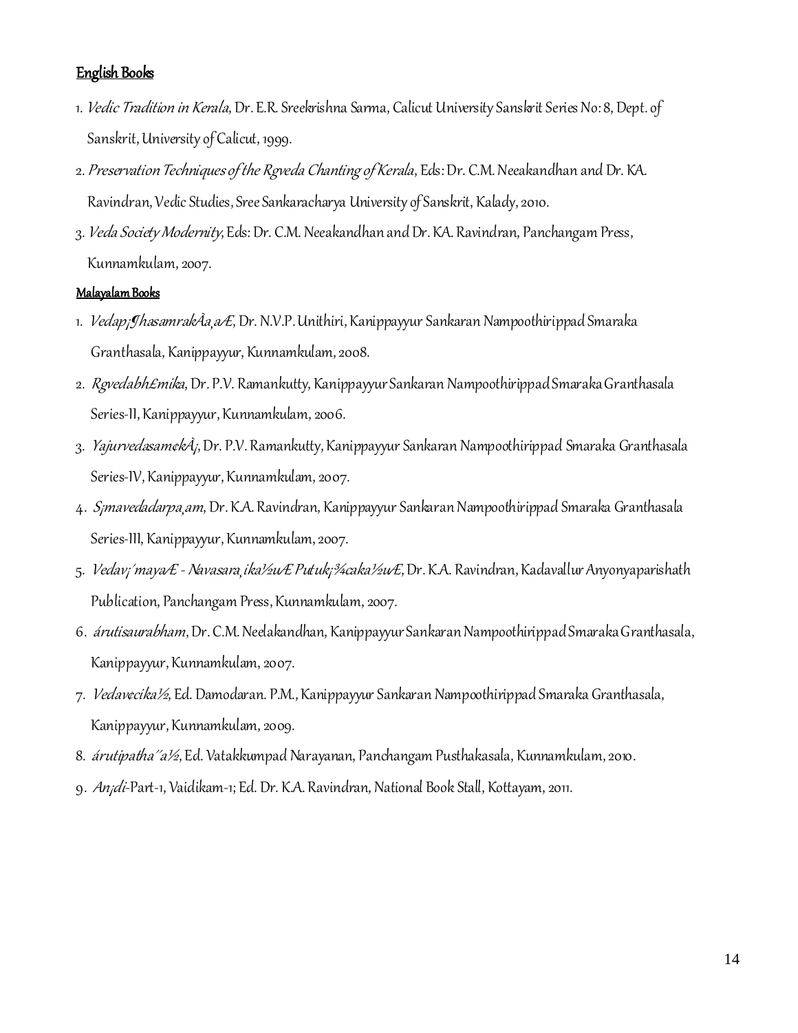## English Books

1. *Vedic Tradition in Kerala*, Dr. E.R. Sreekrishna Sarma, Calicut University Sanskrit Series No: 8, Dept. of Sanskrit, University of Calicut, 1999.
2. *Preservation Techniques of the Rgveda Chanting of Kerala*, Eds: Dr. C.M. Neeakandhan and Dr. KA. Ravindran, Vedic Studies, Sree Sankaracharya University of Sanskrit, Kalady, 2010.
3. *Veda Society Modernity*, Eds: Dr. C.M. Neeakandhan and Dr. KA. Ravindran, Panchangam Press, Kunnamkulam, 2007.

### Malayalam Books

1. *Vedap¡¶hasamrakÃa,aÆ*, Dr. N.V.P. Unithiri, Kanippayyur Sankaran Nampoothirippad Smaraka Granthasala, Kanippayyur, Kunnamkulam, 2008.
2. *Rgvedabh£mika*, Dr. P.V. Ramankutty, Kanippayyur Sankaran Nampoothirippad Smaraka Granthasala Series-II, Kanippayyur, Kunnamkulam, 2006.
3. *Yajurvedasam¢kÃ¡*, Dr. P.V. Ramankutty, Kanippayyur Sankaran Nampoothirippad Smaraka Granthasala Series-IV, Kanippayyur, Kunnamkulam, 2007.
4. *S¡mavedadarpa,am*, Dr. K.A. Ravindran, Kanippayyur Sankaran Nampoothirippad Smaraka Granthasala Series-III, Kanippayyur, Kunnamkulam, 2007.
5. *Vedav¡´mayaÆ - Navasara,ika½uÆ Putuk¡¾caka½uÆ*, Dr. K.A. Ravindran, Kadavallur Anyonyaparishath Publication, Panchangam Press, Kunnamkulam, 2007.
6. *árutisaurabham*, Dr. C.M. Neelakandhan, Kanippayyur Sankaran Nampoothirippad Smaraka Granthasala, Kanippayyur, Kunnamkulam, 2007.
7. *Vedav¢cika½*, Ed. Damodaran. P.M., Kanippayyur Sankaran Nampoothirippad Smaraka Granthasala, Kanippayyur, Kunnamkulam, 2009.
8. *árutipatha´´a½*, Ed. Vatakkumpad Narayanan, Panchangam Pusthakasala, Kunnamkulam, 2010.
9. *An¡di*-Part-1, Vaidikam-1; Ed. Dr. K.A. Ravindran, National Book Stall, Kottayam, 2011.